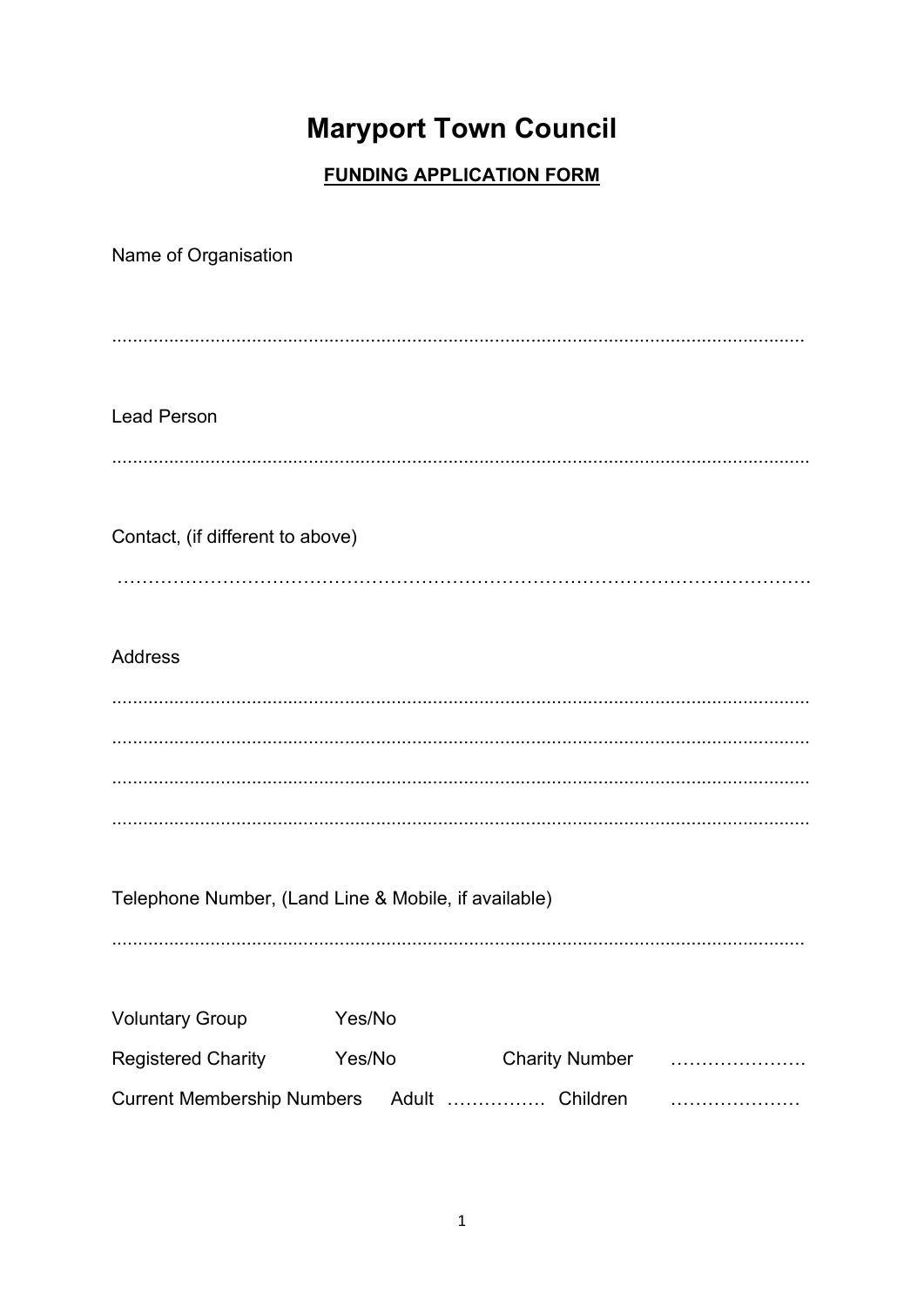# Maryport Town Council

## FUNDING APPLICATION FORM

Name of Organisation

......................................................................................................................................

Lead Person

......................................................................................................................................

Contact, (if different to above)

………………………………………………………………………………………………….

Address

......................................................................................................................................

......................................................................................................................................

......................................................................................................................................

......................................................................................................................................

Telephone Number, (Land Line & Mobile, if available)

......................................................................................................................................

Voluntary Group Yes/No

Registered Charity Yes/No Charity Number ………………….

Current Membership Numbers Adult ……………. Children …………………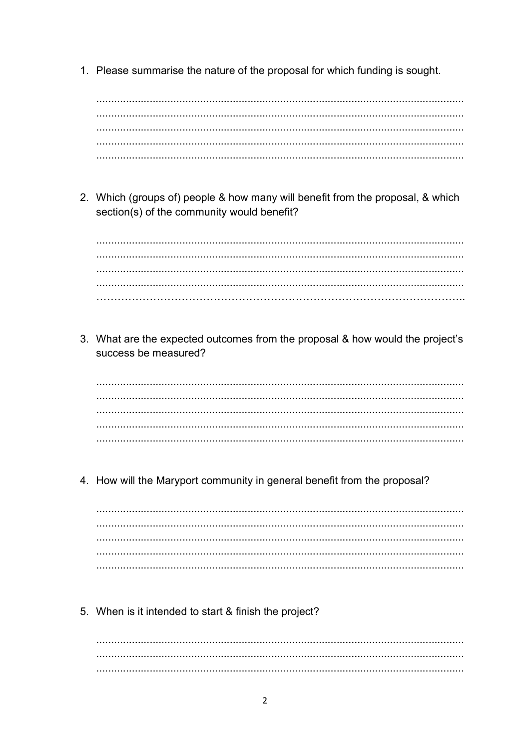1. Please summarise the nature of the proposal for which funding is sought.

...........................................................................................................................
...........................................................................................................................
...........................................................................................................................
...........................................................................................................................
...........................................................................................................................

2. Which (groups of) people & how many will benefit from the proposal, & which section(s) of the community would benefit?

...........................................................................................................................
...........................................................................................................................
...........................................................................................................................
...........................................................................................................................
………………………………………………………………………………………..

3. What are the expected outcomes from the proposal & how would the project's success be measured?

...........................................................................................................................
...........................................................................................................................
...........................................................................................................................
...........................................................................................................................
...........................................................................................................................

4. How will the Maryport community in general benefit from the proposal?

...........................................................................................................................
...........................................................................................................................
...........................................................................................................................
...........................................................................................................................
...........................................................................................................................

5. When is it intended to start & finish the project?

...........................................................................................................................
...........................................................................................................................
...........................................................................................................................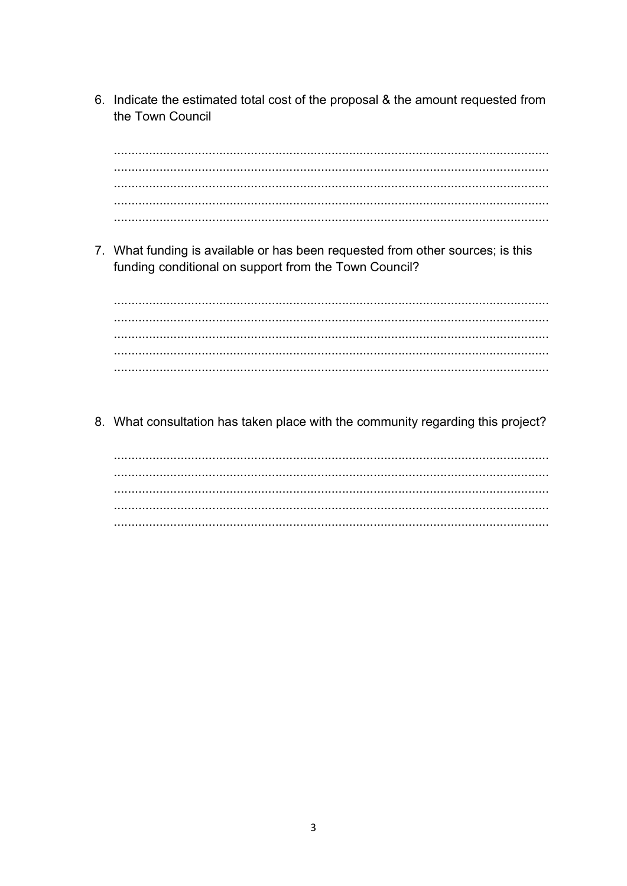6. Indicate the estimated total cost of the proposal & the amount requested from the Town Council

..........................................................................................................................
..........................................................................................................................
..........................................................................................................................
..........................................................................................................................
..........................................................................................................................

7. What funding is available or has been requested from other sources; is this funding conditional on support from the Town Council?

..........................................................................................................................
..........................................................................................................................
..........................................................................................................................
..........................................................................................................................
..........................................................................................................................

8. What consultation has taken place with the community regarding this project?

..........................................................................................................................
..........................................................................................................................
..........................................................................................................................
..........................................................................................................................
..........................................................................................................................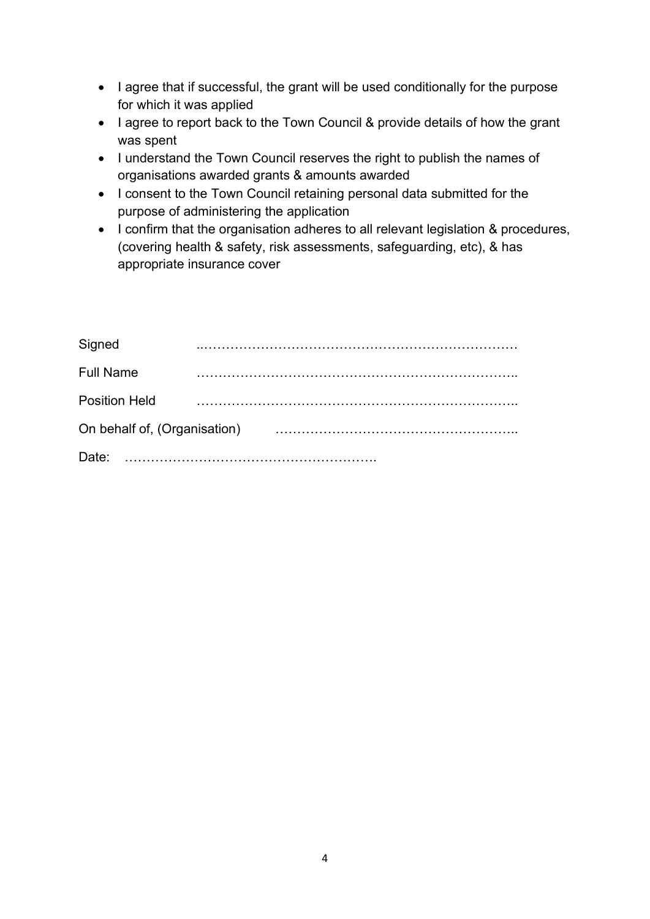- I agree that if successful, the grant will be used conditionally for the purpose for which it was applied
- I agree to report back to the Town Council & provide details of how the grant was spent
- I understand the Town Council reserves the right to publish the names of organisations awarded grants & amounts awarded
- I consent to the Town Council retaining personal data submitted for the purpose of administering the application
- I confirm that the organisation adheres to all relevant legislation & procedures, (covering health & safety, risk assessments, safeguarding, etc), & has appropriate insurance cover

Signed ..………………………………………………………………

Full Name ………………………………………………………………..

Position Held ………………………………………………………………..

On behalf of, (Organisation) ……………………………………………..

Date: ………………………………………………….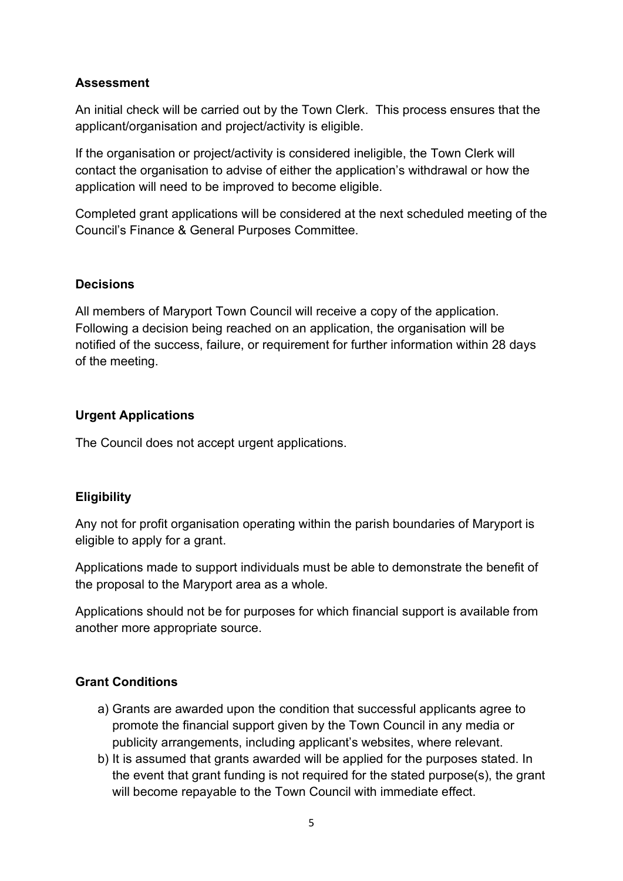## Assessment

An initial check will be carried out by the Town Clerk. This process ensures that the applicant/organisation and project/activity is eligible.

If the organisation or project/activity is considered ineligible, the Town Clerk will contact the organisation to advise of either the application's withdrawal or how the application will need to be improved to become eligible.

Completed grant applications will be considered at the next scheduled meeting of the Council's Finance & General Purposes Committee.

## Decisions

All members of Maryport Town Council will receive a copy of the application. Following a decision being reached on an application, the organisation will be notified of the success, failure, or requirement for further information within 28 days of the meeting.

## Urgent Applications

The Council does not accept urgent applications.

## Eligibility

Any not for profit organisation operating within the parish boundaries of Maryport is eligible to apply for a grant.

Applications made to support individuals must be able to demonstrate the benefit of the proposal to the Maryport area as a whole.

Applications should not be for purposes for which financial support is available from another more appropriate source.

## Grant Conditions

a) Grants are awarded upon the condition that successful applicants agree to promote the financial support given by the Town Council in any media or publicity arrangements, including applicant's websites, where relevant.
b) It is assumed that grants awarded will be applied for the purposes stated. In the event that grant funding is not required for the stated purpose(s), the grant will become repayable to the Town Council with immediate effect.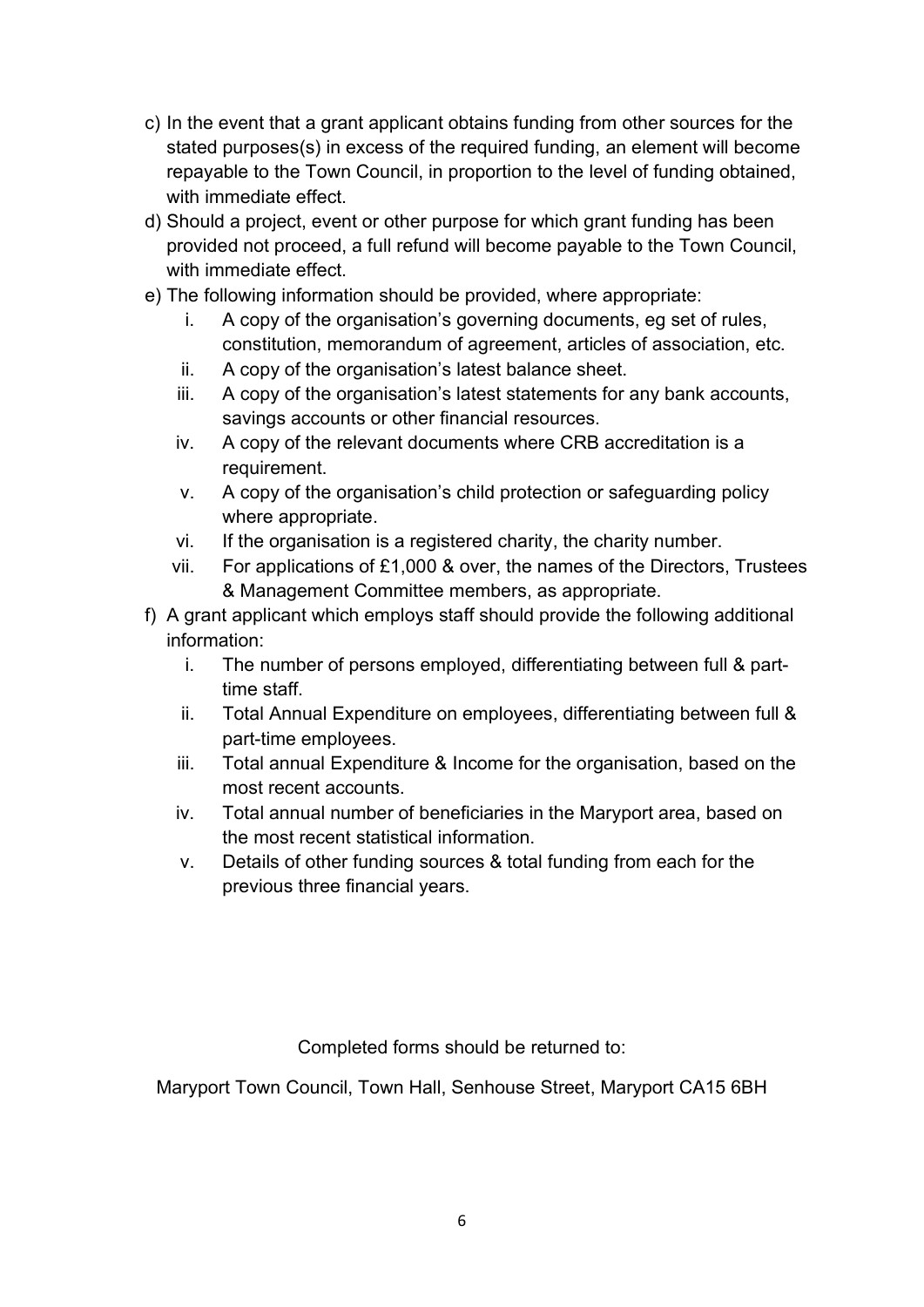c) In the event that a grant applicant obtains funding from other sources for the stated purposes(s) in excess of the required funding, an element will become repayable to the Town Council, in proportion to the level of funding obtained, with immediate effect.

d) Should a project, event or other purpose for which grant funding has been provided not proceed, a full refund will become payable to the Town Council, with immediate effect.

e) The following information should be provided, where appropriate:

    i. A copy of the organisation's governing documents, eg set of rules, constitution, memorandum of agreement, articles of association, etc.

    ii. A copy of the organisation's latest balance sheet.

    iii. A copy of the organisation's latest statements for any bank accounts, savings accounts or other financial resources.

    iv. A copy of the relevant documents where CRB accreditation is a requirement.

    v. A copy of the organisation's child protection or safeguarding policy where appropriate.

    vi. If the organisation is a registered charity, the charity number.

    vii. For applications of £1,000 & over, the names of the Directors, Trustees & Management Committee members, as appropriate.

f) A grant applicant which employs staff should provide the following additional information:

    i. The number of persons employed, differentiating between full & part-time staff.

    ii. Total Annual Expenditure on employees, differentiating between full & part-time employees.

    iii. Total annual Expenditure & Income for the organisation, based on the most recent accounts.

    iv. Total annual number of beneficiaries in the Maryport area, based on the most recent statistical information.

    v. Details of other funding sources & total funding from each for the previous three financial years.

Completed forms should be returned to:

Maryport Town Council, Town Hall, Senhouse Street, Maryport CA15 6BH